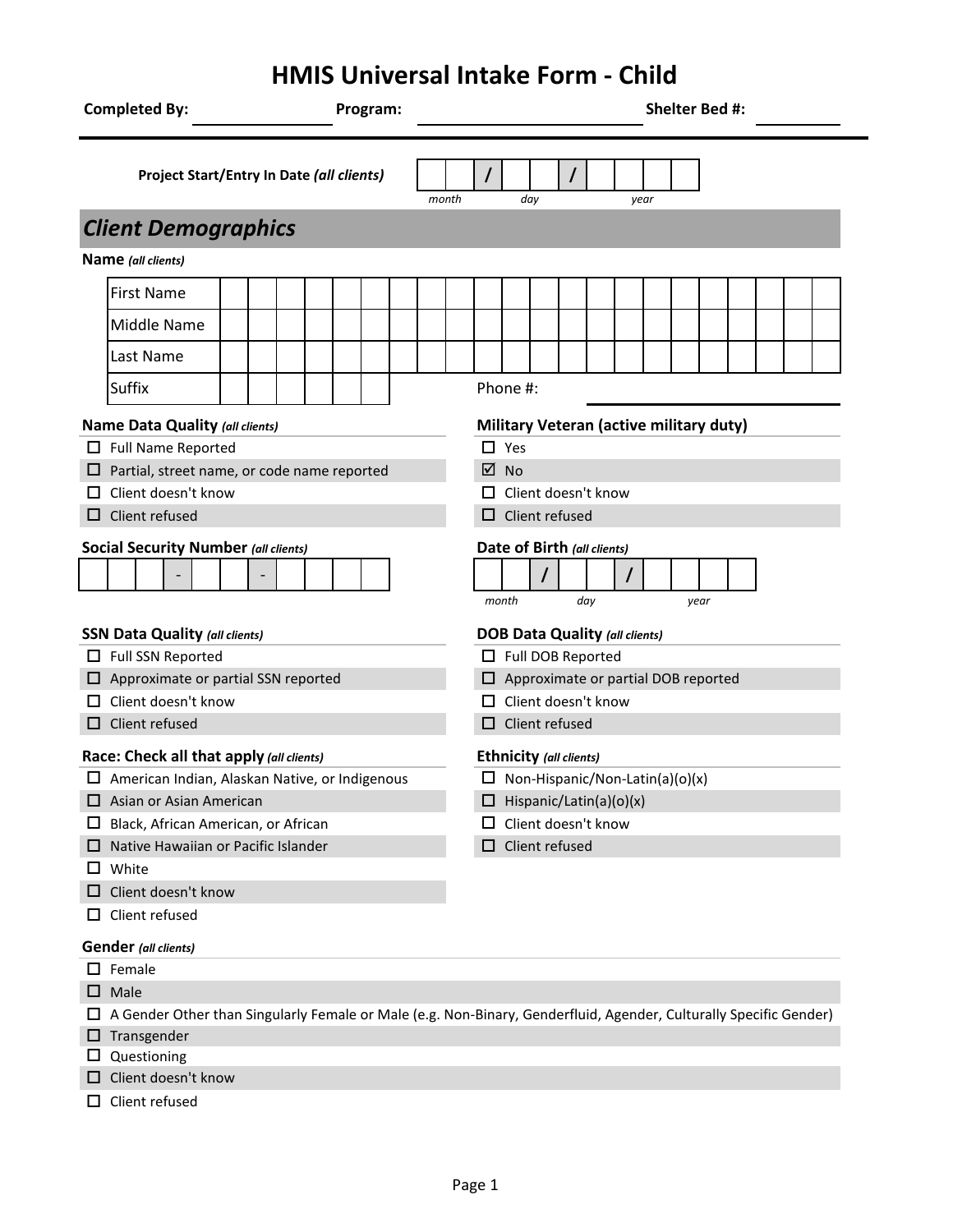# HMIS Universal Intake Form - Child

**Completed By:** ______________ **Program:** ______________________ **Shelter Bed #:** ________

**Project Start/Entry In Date** ***(all clients)*** __ __ / __ __ / __ __ __ __
*month* *day* *year*

## *Client Demographics*

**Name** ***(all clients)***

| | |
|---|---|
| First Name | |
| Middle Name | |
| Last Name | |
| Suffix | |

Phone #: ______________

**Name Data Quality** ***(all clients)***

- ☐ Full Name Reported
- ☐ Partial, street name, or code name reported
- ☐ Client doesn't know
- ☐ Client refused

**Military Veteran (active military duty)**

- ☐ Yes
- ☑ No
- ☐ Client doesn't know
- ☐ Client refused

**Social Security Number** ***(all clients)***

__ __ __ - __ __ - __ __ __ __

**Date of Birth** ***(all clients)***

__ __ / __ __ / __ __ __ __
*month* *day* *year*

**SSN Data Quality** ***(all clients)***

- ☐ Full SSN Reported
- ☐ Approximate or partial SSN reported
- ☐ Client doesn't know
- ☐ Client refused

**DOB Data Quality** ***(all clients)***

- ☐ Full DOB Reported
- ☐ Approximate or partial DOB reported
- ☐ Client doesn't know
- ☐ Client refused

**Race: Check all that apply** ***(all clients)***

- ☐ American Indian, Alaskan Native, or Indigenous
- ☐ Asian or Asian American
- ☐ Black, African American, or African
- ☐ Native Hawaiian or Pacific Islander
- ☐ White
- ☐ Client doesn't know
- ☐ Client refused

**Ethnicity** ***(all clients)***

- ☐ Non-Hispanic/Non-Latin(a)(o)(x)
- ☐ Hispanic/Latin(a)(o)(x)
- ☐ Client doesn't know
- ☐ Client refused

**Gender** ***(all clients)***

- ☐ Female
- ☐ Male
- ☐ A Gender Other than Singularly Female or Male (e.g. Non-Binary, Genderfluid, Agender, Culturally Specific Gender)
- ☐ Transgender
- ☐ Questioning
- ☐ Client doesn't know
- ☐ Client refused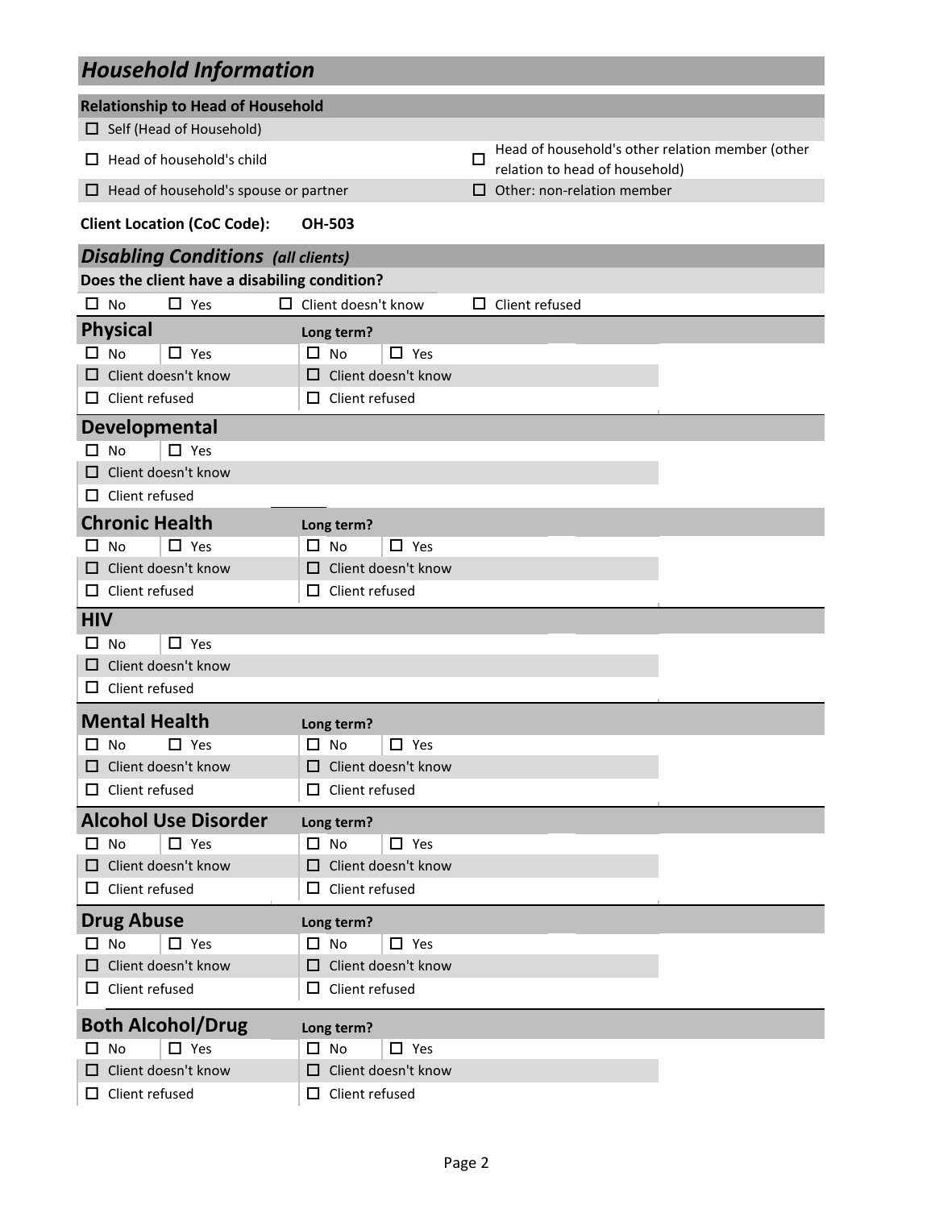## *Household Information*

**Relationship to Head of Household**

- ☐ Self (Head of Household)
- ☐ Head of household's child
- ☐ Head of household's other relation member (other relation to head of household)
- ☐ Head of household's spouse or partner
- ☐ Other: non-relation member

**Client Location (CoC Code):** **OH-503**

## *Disabling Conditions (all clients)*

**Does the client have a disabling condition?**

☐ No ☐ Yes ☐ Client doesn't know ☐ Client refused

### Physical

| | **Long term?** |
|---|---|
| ☐ No ☐ Yes | ☐ No ☐ Yes |
| ☐ Client doesn't know | ☐ Client doesn't know |
| ☐ Client refused | ☐ Client refused |

### Developmental

- ☐ No ☐ Yes
- ☐ Client doesn't know
- ☐ Client refused

### Chronic Health

| | **Long term?** |
|---|---|
| ☐ No ☐ Yes | ☐ No ☐ Yes |
| ☐ Client doesn't know | ☐ Client doesn't know |
| ☐ Client refused | ☐ Client refused |

### HIV

- ☐ No ☐ Yes
- ☐ Client doesn't know
- ☐ Client refused

### Mental Health

| | **Long term?** |
|---|---|
| ☐ No ☐ Yes | ☐ No ☐ Yes |
| ☐ Client doesn't know | ☐ Client doesn't know |
| ☐ Client refused | ☐ Client refused |

### Alcohol Use Disorder

| | **Long term?** |
|---|---|
| ☐ No ☐ Yes | ☐ No ☐ Yes |
| ☐ Client doesn't know | ☐ Client doesn't know |
| ☐ Client refused | ☐ Client refused |

### Drug Abuse

| | **Long term?** |
|---|---|
| ☐ No ☐ Yes | ☐ No ☐ Yes |
| ☐ Client doesn't know | ☐ Client doesn't know |
| ☐ Client refused | ☐ Client refused |

### Both Alcohol/Drug

| | **Long term?** |
|---|---|
| ☐ No ☐ Yes | ☐ No ☐ Yes |
| ☐ Client doesn't know | ☐ Client doesn't know |
| ☐ Client refused | ☐ Client refused |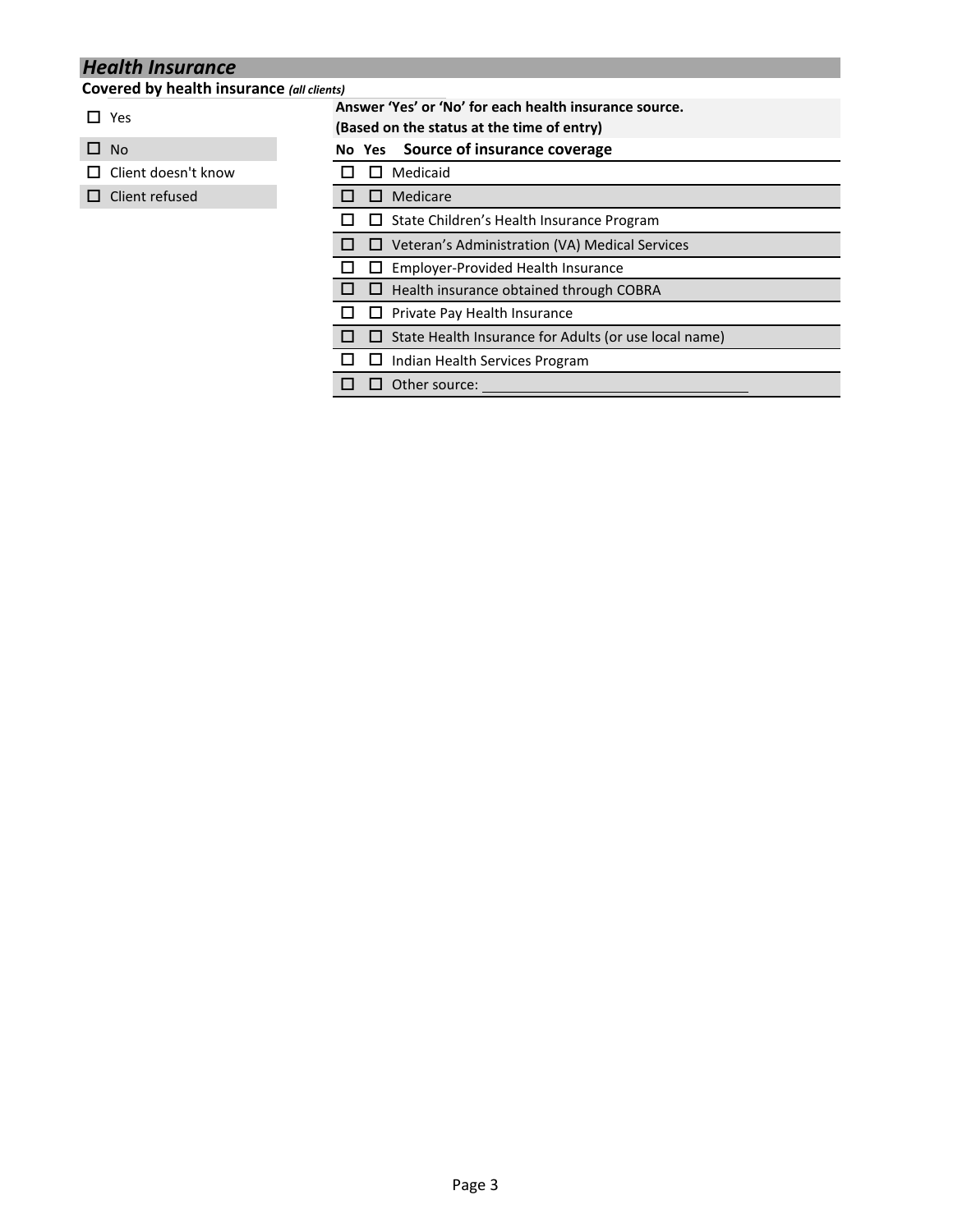## *Health Insurance*

**Covered by health insurance** ***(all clients)***

- ☐ Yes
- ☐ No
- ☐ Client doesn't know
- ☐ Client refused

**Answer 'Yes' or 'No' for each health insurance source.**
**(Based on the status at the time of entry)**

| No | Yes | Source of insurance coverage |
|---|---|---|
| ☐ | ☐ | Medicaid |
| ☐ | ☐ | Medicare |
| ☐ | ☐ | State Children's Health Insurance Program |
| ☐ | ☐ | Veteran's Administration (VA) Medical Services |
| ☐ | ☐ | Employer-Provided Health Insurance |
| ☐ | ☐ | Health insurance obtained through COBRA |
| ☐ | ☐ | Private Pay Health Insurance |
| ☐ | ☐ | State Health Insurance for Adults (or use local name) |
| ☐ | ☐ | Indian Health Services Program |
| ☐ | ☐ | Other source: ______________________________ |